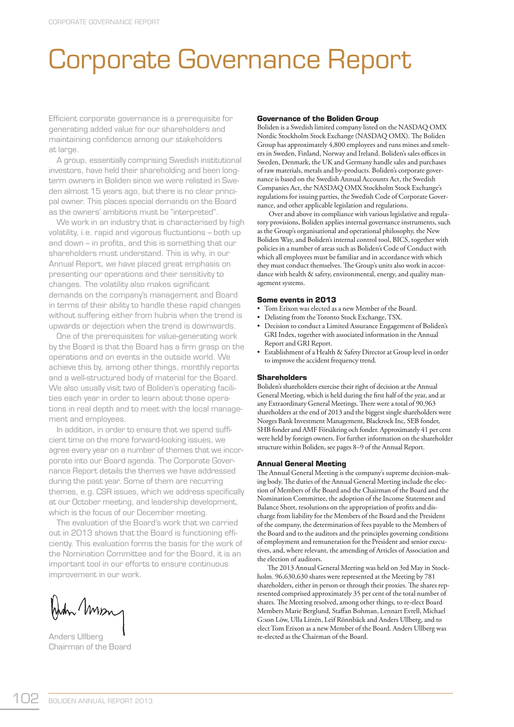# Corporate Governance Report

Efficient corporate governance is a prerequisite for generating added value for our shareholders and maintaining confidence among our stakeholders at large.

A group, essentially comprising Swedish institutional investors, have held their shareholding and been long-term owners in Boliden since we were relisted in Sweden almost 15 years ago, but there is no clear principal owner. This places special demands on the Board as the owners' ambitions must be "interpreted".

We work in an industry that is characterised by high volatility, i.e. rapid and vigorous fluctuations – both up and down – in profits, and this is something that our shareholders must understand. This is why, in our Annual Report, we have placed great emphasis on presenting our operations and their sensitivity to changes. The volatility also makes significant demands on the company's management and Board in terms of their ability to handle these rapid changes without suffering either from hubris when the trend is upwards or dejection when the trend is downwards.

One of the prerequisites for value-generating work by the Board is that the Board has a firm grasp on the operations and on events in the outside world. We achieve this by, among other things, monthly reports and a well-structured body of material for the Board. We also usually visit two of Boliden's operating facilities each year in order to learn about those operations in real depth and to meet with the local management and employees.

In addition, in order to ensure that we spend sufficient time on the more forward-looking issues, we agree every year on a number of themes that we incorporate into our Board agenda. The Corporate Governance Report details the themes we have addressed during the past year. Some of them are recurring themes, e.g. CSR issues, which we address specifically at our October meeting, and leadership development, which is the focus of our December meeting.

The evaluation of the Board's work that we carried out in 2013 shows that the Board is functioning efficiently. This evaluation forms the basis for the work of the Nomination Committee and for the Board, it is an important tool in our efforts to ensure continuous improvement in our work.

Anders Ullberg
Chairman of the Board

### Governance of the Boliden Group

Boliden is a Swedish limited company listed on the NASDAQ OMX Nordic Stockholm Stock Exchange (NASDAQ OMX). The Boliden Group has approximately 4,800 employees and runs mines and smelters in Sweden, Finland, Norway and Ireland. Boliden's sales offices in Sweden, Denmark, the UK and Germany handle sales and purchases of raw materials, metals and by-products. Boliden's corporate governance is based on the Swedish Annual Accounts Act, the Swedish Companies Act, the NASDAQ OMX Stockholm Stock Exchange's regulations for issuing parties, the Swedish Code of Corporate Governance, and other applicable legislation and regulations.

Over and above its compliance with various legislative and regulatory provisions, Boliden applies internal governance instruments, such as the Group's organisational and operational philosophy, the New Boliden Way, and Boliden's internal control tool, BICS, together with policies in a number of areas such as Boliden's Code of Conduct with which all employees must be familiar and in accordance with which they must conduct themselves. The Group's units also work in accordance with health & safety, environmental, energy, and quality management systems.

### Some events in 2013

- Tom Erixon was elected as a new Member of the Board.
- Delisting from the Toronto Stock Exchange, TSX.
- Decision to conduct a Limited Assurance Engagement of Boliden's GRI Index, together with associated information in the Annual Report and GRI Report.
- Establishment of a Health & Safety Director at Group level in order to improve the accident frequency trend.

### Shareholders

Boliden's shareholders exercise their right of decision at the Annual General Meeting, which is held during the first half of the year, and at any Extraordinary General Meetings. There were a total of 90,963 shareholders at the end of 2013 and the biggest single shareholders were Norges Bank Investment Management, Blackrock Inc, SEB fonder, SHB fonder and AMF Försäkring och fonder. Approximately 41 per cent were held by foreign owners. For further information on the shareholder structure within Boliden, see pages 8–9 of the Annual Report.

### Annual General Meeting

The Annual General Meeting is the company's supreme decision-making body. The duties of the Annual General Meeting include the election of Members of the Board and the Chairman of the Board and the Nomination Committee, the adoption of the Income Statement and Balance Sheet, resolutions on the appropriation of profits and discharge from liability for the Members of the Board and the President of the company, the determination of fees payable to the Members of the Board and to the auditors and the principles governing conditions of employment and remuneration for the President and senior executives, and, where relevant, the amending of Articles of Association and the election of auditors.

The 2013 Annual General Meeting was held on 3rd May in Stockholm. 96,630,630 shares were represented at the Meeting by 781 shareholders, either in person or through their proxies. The shares represented comprised approximately 35 per cent of the total number of shares. The Meeting resolved, among other things, to re-elect Board Members Marie Berglund, Staffan Bohman, Lennart Evrell, Michael G:son Löw, Ulla Litzén, Leif Rönnbäck and Anders Ullberg, and to elect Tom Erixon as a new Member of the Board. Anders Ullberg was re-elected as the Chairman of the Board.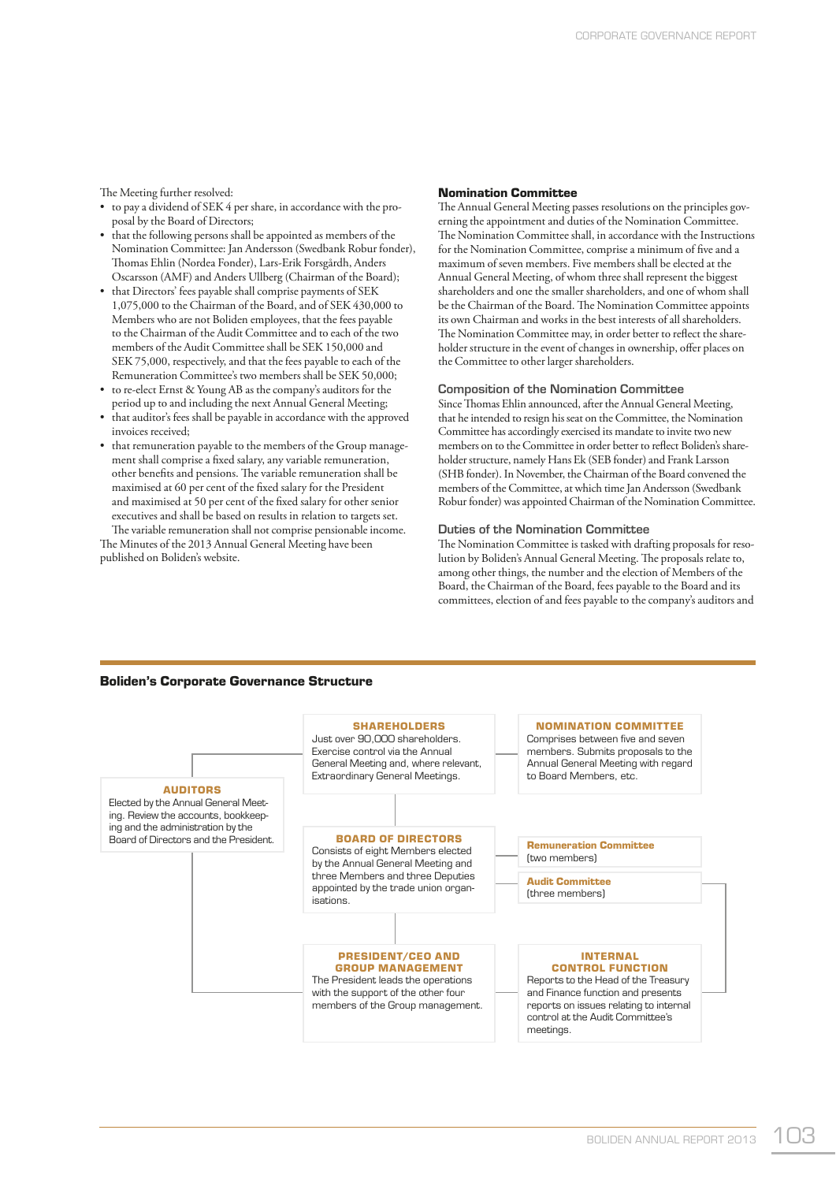The Meeting further resolved:

- to pay a dividend of SEK 4 per share, in accordance with the proposal by the Board of Directors;
- that the following persons shall be appointed as members of the Nomination Committee: Jan Andersson (Swedbank Robur fonder), Thomas Ehlin (Nordea Fonder), Lars-Erik Forsgårdh, Anders Oscarsson (AMF) and Anders Ullberg (Chairman of the Board);
- that Directors' fees payable shall comprise payments of SEK 1,075,000 to the Chairman of the Board, and of SEK 430,000 to Members who are not Boliden employees, that the fees payable to the Chairman of the Audit Committee and to each of the two members of the Audit Committee shall be SEK 150,000 and SEK 75,000, respectively, and that the fees payable to each of the Remuneration Committee's two members shall be SEK 50,000;
- to re-elect Ernst & Young AB as the company's auditors for the period up to and including the next Annual General Meeting;
- that auditor's fees shall be payable in accordance with the approved invoices received;
- that remuneration payable to the members of the Group management shall comprise a fixed salary, any variable remuneration, other benefits and pensions. The variable remuneration shall be maximised at 60 per cent of the fixed salary for the President and maximised at 50 per cent of the fixed salary for other senior executives and shall be based on results in relation to targets set. The variable remuneration shall not comprise pensionable income.

The Minutes of the 2013 Annual General Meeting have been published on Boliden's website.

## Nomination Committee

The Annual General Meeting passes resolutions on the principles governing the appointment and duties of the Nomination Committee. The Nomination Committee shall, in accordance with the Instructions for the Nomination Committee, comprise a minimum of five and a maximum of seven members. Five members shall be elected at the Annual General Meeting, of whom three shall represent the biggest shareholders and one the smaller shareholders, and one of whom shall be the Chairman of the Board. The Nomination Committee appoints its own Chairman and works in the best interests of all shareholders. The Nomination Committee may, in order better to reflect the shareholder structure in the event of changes in ownership, offer places on the Committee to other larger shareholders.

### Composition of the Nomination Committee

Since Thomas Ehlin announced, after the Annual General Meeting, that he intended to resign his seat on the Committee, the Nomination Committee has accordingly exercised its mandate to invite two new members on to the Committee in order better to reflect Boliden's shareholder structure, namely Hans Ek (SEB fonder) and Frank Larsson (SHB fonder). In November, the Chairman of the Board convened the members of the Committee, at which time Jan Andersson (Swedbank Robur fonder) was appointed Chairman of the Nomination Committee.

### Duties of the Nomination Committee

The Nomination Committee is tasked with drafting proposals for resolution by Boliden's Annual General Meeting. The proposals relate to, among other things, the number and the election of Members of the Board, the Chairman of the Board, fees payable to the Board and its committees, election of and fees payable to the company's auditors and

## Boliden's Corporate Governance Structure

**SHAREHOLDERS**
Just over 90,000 shareholders. Exercise control via the Annual General Meeting and, where relevant, Extraordinary General Meetings.

**NOMINATION COMMITTEE**
Comprises between five and seven members. Submits proposals to the Annual General Meeting with regard to Board Members, etc.

**AUDITORS**
Elected by the Annual General Meeting. Review the accounts, bookkeeping and the administration by the Board of Directors and the President.

**BOARD OF DIRECTORS**
Consists of eight Members elected by the Annual General Meeting and three Members and three Deputies appointed by the trade union organisations.

**Remuneration Committee**
(two members)

**Audit Committee**
(three members)

**PRESIDENT/CEO AND GROUP MANAGEMENT**
The President leads the operations with the support of the other four members of the Group management.

**INTERNAL CONTROL FUNCTION**
Reports to the Head of the Treasury and Finance function and presents reports on issues relating to internal control at the Audit Committee's meetings.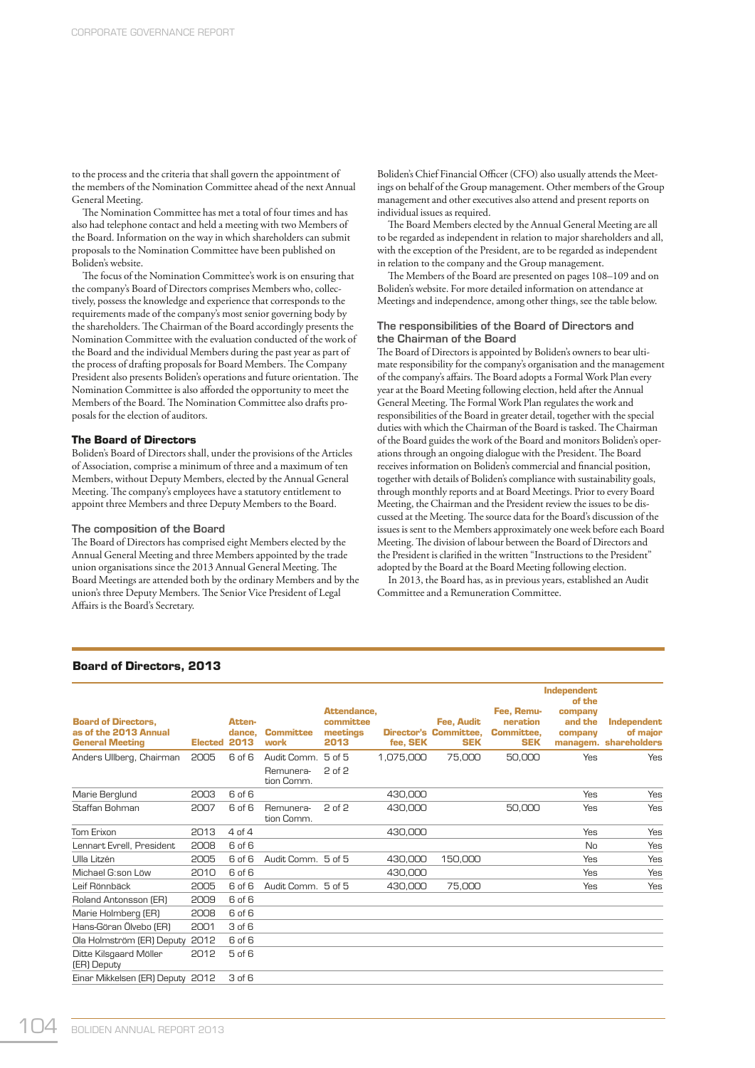to the process and the criteria that shall govern the appointment of the members of the Nomination Committee ahead of the next Annual General Meeting.

The Nomination Committee has met a total of four times and has also had telephone contact and held a meeting with two Members of the Board. Information on the way in which shareholders can submit proposals to the Nomination Committee have been published on Boliden's website.

The focus of the Nomination Committee's work is on ensuring that the company's Board of Directors comprises Members who, collectively, possess the knowledge and experience that corresponds to the requirements made of the company's most senior governing body by the shareholders. The Chairman of the Board accordingly presents the Nomination Committee with the evaluation conducted of the work of the Board and the individual Members during the past year as part of the process of drafting proposals for Board Members. The Company President also presents Boliden's operations and future orientation. The Nomination Committee is also afforded the opportunity to meet the Members of the Board. The Nomination Committee also drafts proposals for the election of auditors.

### The Board of Directors

Boliden's Board of Directors shall, under the provisions of the Articles of Association, comprise a minimum of three and a maximum of ten Members, without Deputy Members, elected by the Annual General Meeting. The company's employees have a statutory entitlement to appoint three Members and three Deputy Members to the Board.

#### The composition of the Board

The Board of Directors has comprised eight Members elected by the Annual General Meeting and three Members appointed by the trade union organisations since the 2013 Annual General Meeting. The Board Meetings are attended both by the ordinary Members and by the union's three Deputy Members. The Senior Vice President of Legal Affairs is the Board's Secretary.

Boliden's Chief Financial Officer (CFO) also usually attends the Meetings on behalf of the Group management. Other members of the Group management and other executives also attend and present reports on individual issues as required.

The Board Members elected by the Annual General Meeting are all to be regarded as independent in relation to major shareholders and all, with the exception of the President, are to be regarded as independent in relation to the company and the Group management.

The Members of the Board are presented on pages 108–109 and on Boliden's website. For more detailed information on attendance at Meetings and independence, among other things, see the table below.

#### The responsibilities of the Board of Directors and the Chairman of the Board

The Board of Directors is appointed by Boliden's owners to bear ultimate responsibility for the company's organisation and the management of the company's affairs. The Board adopts a Formal Work Plan every year at the Board Meeting following election, held after the Annual General Meeting. The Formal Work Plan regulates the work and responsibilities of the Board in greater detail, together with the special duties with which the Chairman of the Board is tasked. The Chairman of the Board guides the work of the Board and monitors Boliden's operations through an ongoing dialogue with the President. The Board receives information on Boliden's commercial and financial position, together with details of Boliden's compliance with sustainability goals, through monthly reports and at Board Meetings. Prior to every Board Meeting, the Chairman and the President review the issues to be discussed at the Meeting. The source data for the Board's discussion of the issues is sent to the Members approximately one week before each Board Meeting. The division of labour between the Board of Directors and the President is clarified in the written "Instructions to the President" adopted by the Board at the Board Meeting following election.

In 2013, the Board has, as in previous years, established an Audit Committee and a Remuneration Committee.

### Board of Directors, 2013

| Board of Directors, as of the 2013 Annual General Meeting | Elected | Attendance, 2013 | Committee work | Attendance, committee meetings 2013 | Director's fee, SEK | Fee, Audit Committee, SEK | Fee, Remuneration Committee, SEK | Independent of the company and the company managem. | Independent of major shareholders |
|---|---|---|---|---|---|---|---|---|---|
| Anders Ullberg, Chairman | 2005 | 6 of 6 | Audit Comm.<br>Remuneration Comm. | 5 of 5<br>2 of 2 | 1,075,000 | 75,000 | 50,000 | Yes | Yes |
| Marie Berglund | 2003 | 6 of 6 | | | 430,000 | | | Yes | Yes |
| Staffan Bohman | 2007 | 6 of 6 | Remuneration Comm. | 2 of 2 | 430,000 | | 50,000 | Yes | Yes |
| Tom Erixon | 2013 | 4 of 4 | | | 430,000 | | | Yes | Yes |
| Lennart Evrell, President | 2008 | 6 of 6 | | | | | | No | Yes |
| Ulla Litzén | 2005 | 6 of 6 | Audit Comm. | 5 of 5 | 430,000 | 150,000 | | Yes | Yes |
| Michael G:son Löw | 2010 | 6 of 6 | | | 430,000 | | | Yes | Yes |
| Leif Rönnbäck | 2005 | 6 of 6 | Audit Comm. | 5 of 5 | 430,000 | 75,000 | | Yes | Yes |
| Roland Antonsson (ER) | 2009 | 6 of 6 | | | | | | | |
| Marie Holmberg (ER) | 2008 | 6 of 6 | | | | | | | |
| Hans-Göran Ölvebo (ER) | 2001 | 3 of 6 | | | | | | | |
| Ola Holmström (ER) Deputy | 2012 | 6 of 6 | | | | | | | |
| Ditte Kilsgaard Möller (ER) Deputy | 2012 | 5 of 6 | | | | | | | |
| Einar Mikkelsen (ER) Deputy | 2012 | 3 of 6 | | | | | | | |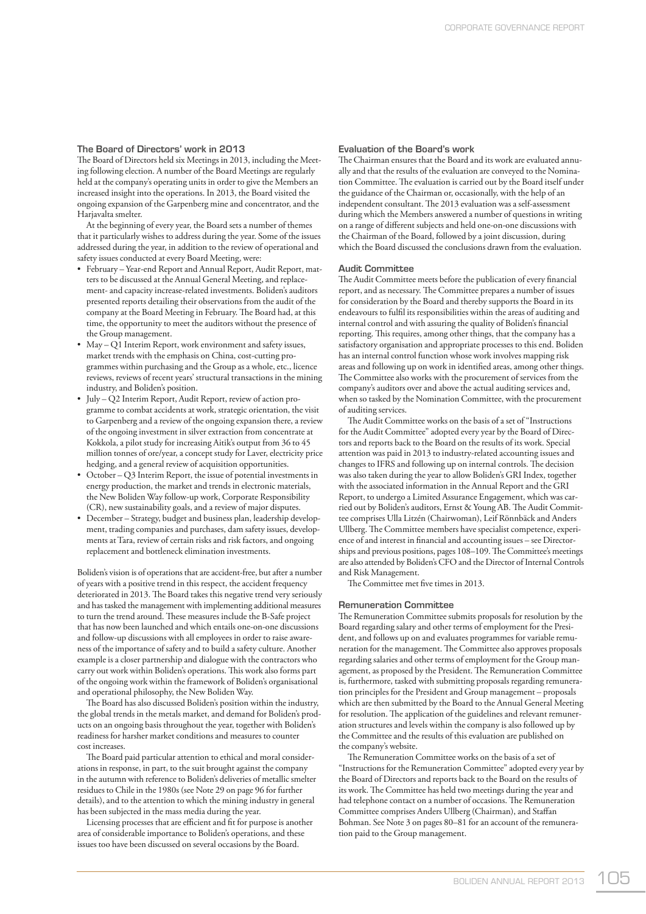## The Board of Directors' work in 2013

The Board of Directors held six Meetings in 2013, including the Meeting following election. A number of the Board Meetings are regularly held at the company's operating units in order to give the Members an increased insight into the operations. In 2013, the Board visited the ongoing expansion of the Garpenberg mine and concentrator, and the Harjavalta smelter.

At the beginning of every year, the Board sets a number of themes that it particularly wishes to address during the year. Some of the issues addressed during the year, in addition to the review of operational and safety issues conducted at every Board Meeting, were:

- February – Year-end Report and Annual Report, Audit Report, matters to be discussed at the Annual General Meeting, and replacement- and capacity increase-related investments. Boliden's auditors presented reports detailing their observations from the audit of the company at the Board Meeting in February. The Board had, at this time, the opportunity to meet the auditors without the presence of the Group management.
- May – Q1 Interim Report, work environment and safety issues, market trends with the emphasis on China, cost-cutting programmes within purchasing and the Group as a whole, etc., licence reviews, reviews of recent years' structural transactions in the mining industry, and Boliden's position.
- July – Q2 Interim Report, Audit Report, review of action programme to combat accidents at work, strategic orientation, the visit to Garpenberg and a review of the ongoing expansion there, a review of the ongoing investment in silver extraction from concentrate at Kokkola, a pilot study for increasing Aitik's output from 36 to 45 million tonnes of ore/year, a concept study for Laver, electricity price hedging, and a general review of acquisition opportunities.
- October – Q3 Interim Report, the issue of potential investments in energy production, the market and trends in electronic materials, the New Boliden Way follow-up work, Corporate Responsibility (CR), new sustainability goals, and a review of major disputes.
- December – Strategy, budget and business plan, leadership development, trading companies and purchases, dam safety issues, developments at Tara, review of certain risks and risk factors, and ongoing replacement and bottleneck elimination investments.

Boliden's vision is of operations that are accident-free, but after a number of years with a positive trend in this respect, the accident frequency deteriorated in 2013. The Board takes this negative trend very seriously and has tasked the management with implementing additional measures to turn the trend around. These measures include the B-Safe project that has now been launched and which entails one-on-one discussions and follow-up discussions with all employees in order to raise awareness of the importance of safety and to build a safety culture. Another example is a closer partnership and dialogue with the contractors who carry out work within Boliden's operations. This work also forms part of the ongoing work within the framework of Boliden's organisational and operational philosophy, the New Boliden Way.

The Board has also discussed Boliden's position within the industry, the global trends in the metals market, and demand for Boliden's products on an ongoing basis throughout the year, together with Boliden's readiness for harsher market conditions and measures to counter cost increases.

The Board paid particular attention to ethical and moral considerations in response, in part, to the suit brought against the company in the autumn with reference to Boliden's deliveries of metallic smelter residues to Chile in the 1980s (see Note 29 on page 96 for further details), and to the attention to which the mining industry in general has been subjected in the mass media during the year.

Licensing processes that are efficient and fit for purpose is another area of considerable importance to Boliden's operations, and these issues too have been discussed on several occasions by the Board.

## Evaluation of the Board's work

The Chairman ensures that the Board and its work are evaluated annually and that the results of the evaluation are conveyed to the Nomination Committee. The evaluation is carried out by the Board itself under the guidance of the Chairman or, occasionally, with the help of an independent consultant. The 2013 evaluation was a self-assessment during which the Members answered a number of questions in writing on a range of different subjects and held one-on-one discussions with the Chairman of the Board, followed by a joint discussion, during which the Board discussed the conclusions drawn from the evaluation.

## Audit Committee

The Audit Committee meets before the publication of every financial report, and as necessary. The Committee prepares a number of issues for consideration by the Board and thereby supports the Board in its endeavours to fulfil its responsibilities within the areas of auditing and internal control and with assuring the quality of Boliden's financial reporting. This requires, among other things, that the company has a satisfactory organisation and appropriate processes to this end. Boliden has an internal control function whose work involves mapping risk areas and following up on work in identified areas, among other things. The Committee also works with the procurement of services from the company's auditors over and above the actual auditing services and, when so tasked by the Nomination Committee, with the procurement of auditing services.

The Audit Committee works on the basis of a set of "Instructions for the Audit Committee" adopted every year by the Board of Directors and reports back to the Board on the results of its work. Special attention was paid in 2013 to industry-related accounting issues and changes to IFRS and following up on internal controls. The decision was also taken during the year to allow Boliden's GRI Index, together with the associated information in the Annual Report and the GRI Report, to undergo a Limited Assurance Engagement, which was carried out by Boliden's auditors, Ernst & Young AB. The Audit Committee comprises Ulla Litzén (Chairwoman), Leif Rönnbäck and Anders Ullberg. The Committee members have specialist competence, experience of and interest in financial and accounting issues – see Directorships and previous positions, pages 108–109. The Committee's meetings are also attended by Boliden's CFO and the Director of Internal Controls and Risk Management.

The Committee met five times in 2013.

## Remuneration Committee

The Remuneration Committee submits proposals for resolution by the Board regarding salary and other terms of employment for the President, and follows up on and evaluates programmes for variable remuneration for the management. The Committee also approves proposals regarding salaries and other terms of employment for the Group management, as proposed by the President. The Remuneration Committee is, furthermore, tasked with submitting proposals regarding remuneration principles for the President and Group management – proposals which are then submitted by the Board to the Annual General Meeting for resolution. The application of the guidelines and relevant remuneration structures and levels within the company is also followed up by the Committee and the results of this evaluation are published on the company's website.

The Remuneration Committee works on the basis of a set of "Instructions for the Remuneration Committee" adopted every year by the Board of Directors and reports back to the Board on the results of its work. The Committee has held two meetings during the year and had telephone contact on a number of occasions. The Remuneration Committee comprises Anders Ullberg (Chairman), and Staffan Bohman. See Note 3 on pages 80–81 for an account of the remuneration paid to the Group management.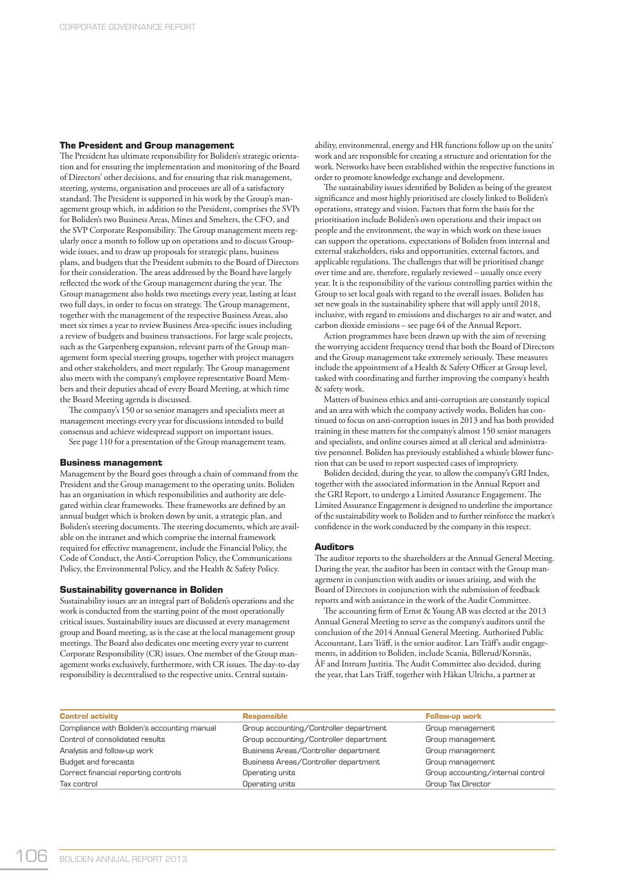### The President and Group management

The President has ultimate responsibility for Boliden's strategic orientation and for ensuring the implementation and monitoring of the Board of Directors' other decisions, and for ensuring that risk management, steering, systems, organisation and processes are all of a satisfactory standard. The President is supported in his work by the Group's management group which, in addition to the President, comprises the SVPs for Boliden's two Business Areas, Mines and Smelters, the CFO, and the SVP Corporate Responsibility. The Group management meets regularly once a month to follow up on operations and to discuss Group-wide issues, and to draw up proposals for strategic plans, business plans, and budgets that the President submits to the Board of Directors for their consideration. The areas addressed by the Board have largely reflected the work of the Group management during the year. The Group management also holds two meetings every year, lasting at least two full days, in order to focus on strategy. The Group management, together with the management of the respective Business Areas, also meet six times a year to review Business Area-specific issues including a review of budgets and business transactions. For large scale projects, such as the Garpenberg expansion, relevant parts of the Group management form special steering groups, together with project managers and other stakeholders, and meet regularly. The Group management also meets with the company's employee representative Board Members and their deputies ahead of every Board Meeting, at which time the Board Meeting agenda is discussed.

The company's 150 or so senior managers and specialists meet at management meetings every year for discussions intended to build consensus and achieve widespread support on important issues.

See page 110 for a presentation of the Group management team.

### Business management

Management by the Board goes through a chain of command from the President and the Group management to the operating units. Boliden has an organisation in which responsibilities and authority are delegated within clear frameworks. These frameworks are defined by an annual budget which is broken down by unit, a strategic plan, and Boliden's steering documents. The steering documents, which are available on the intranet and which comprise the internal framework required for effective management, include the Financial Policy, the Code of Conduct, the Anti-Corruption Policy, the Communications Policy, the Environmental Policy, and the Health & Safety Policy.

### Sustainability governance in Boliden

Sustainability issues are an integral part of Boliden's operations and the work is conducted from the starting point of the most operationally critical issues. Sustainability issues are discussed at every management group and Board meeting, as is the case at the local management group meetings. The Board also dedicates one meeting every year to current Corporate Responsibility (CR) issues. One member of the Group management works exclusively, furthermore, with CR issues. The day-to-day responsibility is decentralised to the respective units. Central sustainability, environmental, energy and HR functions follow up on the units' work and are responsible for creating a structure and orientation for the work. Networks have been established within the respective functions in order to promote knowledge exchange and development.

The sustainability issues identified by Boliden as being of the greatest significance and most highly prioritised are closely linked to Boliden's operations, strategy and vision. Factors that form the basis for the prioritisation include Boliden's own operations and their impact on people and the environment, the way in which work on these issues can support the operations, expectations of Boliden from internal and external stakeholders, risks and opportunities, external factors, and applicable regulations. The challenges that will be prioritised change over time and are, therefore, regularly reviewed – usually once every year. It is the responsibility of the various controlling parties within the Group to set local goals with regard to the overall issues. Boliden has set new goals in the sustainability sphere that will apply until 2018, inclusive, with regard to emissions and discharges to air and water, and carbon dioxide emissions – see page 64 of the Annual Report.

Action programmes have been drawn up with the aim of reversing the worrying accident frequency trend that both the Board of Directors and the Group management take extremely seriously. These measures include the appointment of a Health & Safety Officer at Group level, tasked with coordinating and further improving the company's health & safety work.

Matters of business ethics and anti-corruption are constantly topical and an area with which the company actively works. Boliden has continued to focus on anti-corruption issues in 2013 and has both provided training in these matters for the company's almost 150 senior managers and specialists, and online courses aimed at all clerical and administrative personnel. Boliden has previously established a whistle blower function that can be used to report suspected cases of impropriety.

Boliden decided, during the year, to allow the company's GRI Index, together with the associated information in the Annual Report and the GRI Report, to undergo a Limited Assurance Engagement. The Limited Assurance Engagement is designed to underline the importance of the sustainability work to Boliden and to further reinforce the market's confidence in the work conducted by the company in this respect.

### Auditors

The auditor reports to the shareholders at the Annual General Meeting. During the year, the auditor has been in contact with the Group management in conjunction with audits or issues arising, and with the Board of Directors in conjunction with the submission of feedback reports and with assistance in the work of the Audit Committee.

The accounting firm of Ernst & Young AB was elected at the 2013 Annual General Meeting to serve as the company's auditors until the conclusion of the 2014 Annual General Meeting. Authorised Public Accountant, Lars Träff, is the senior auditor. Lars Träff's audit engagements, in addition to Boliden, include Scania, Billerud/Korsnäs, ÅF and Intrum Justitia. The Audit Committee also decided, during the year, that Lars Träff, together with Håkan Ulrichs, a partner at

| Control activity | Responsible | Follow-up work |
|---|---|---|
| Compliance with Boliden's accounting manual | Group accounting/Controller department | Group management |
| Control of consolidated results | Group accounting/Controller department | Group management |
| Analysis and follow-up work | Business Areas/Controller department | Group management |
| Budget and forecasts | Business Areas/Controller department | Group management |
| Correct financial reporting controls | Operating units | Group accounting/internal control |
| Tax control | Operating units | Group Tax Director |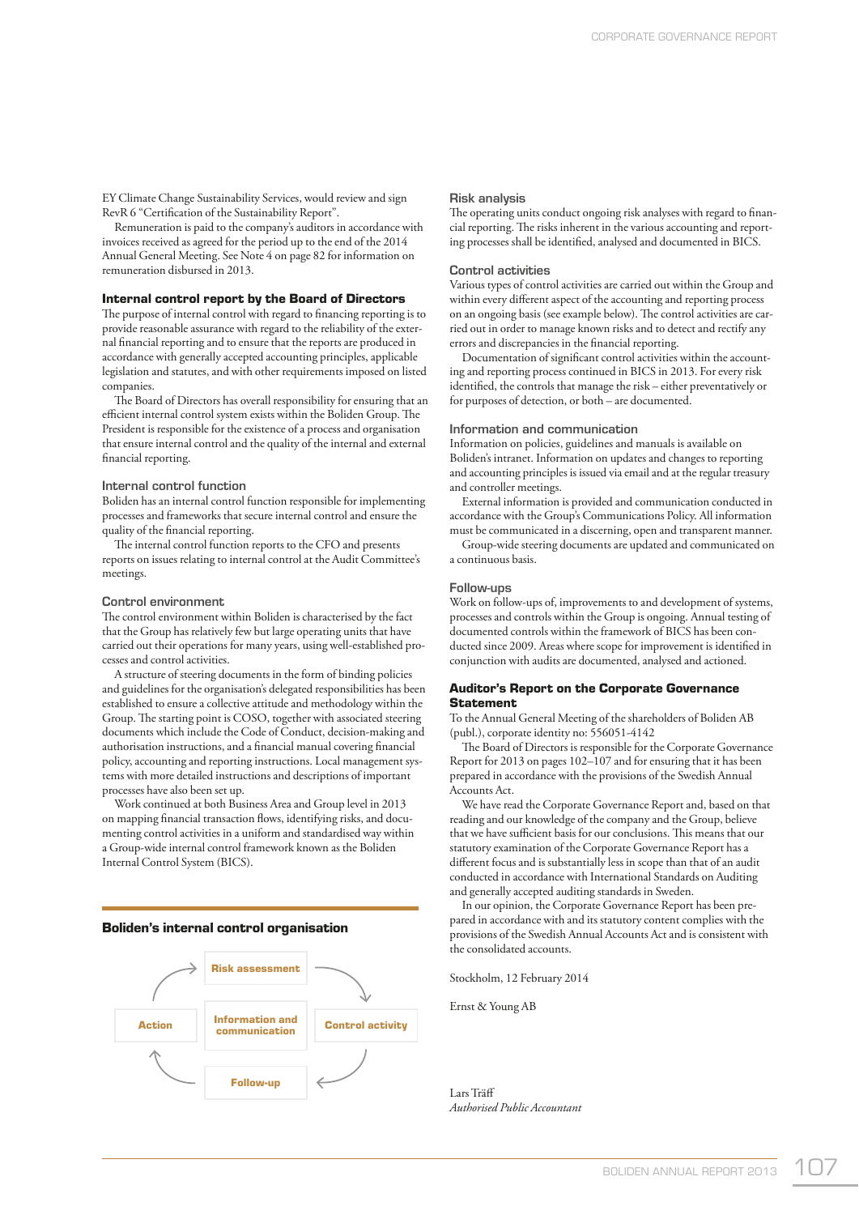EY Climate Change Sustainability Services, would review and sign RevR 6 "Certification of the Sustainability Report".

Remuneration is paid to the company's auditors in accordance with invoices received as agreed for the period up to the end of the 2014 Annual General Meeting. See Note 4 on page 82 for information on remuneration disbursed in 2013.

### Internal control report by the Board of Directors

The purpose of internal control with regard to financing reporting is to provide reasonable assurance with regard to the reliability of the external financial reporting and to ensure that the reports are produced in accordance with generally accepted accounting principles, applicable legislation and statutes, and with other requirements imposed on listed companies.

The Board of Directors has overall responsibility for ensuring that an efficient internal control system exists within the Boliden Group. The President is responsible for the existence of a process and organisation that ensure internal control and the quality of the internal and external financial reporting.

#### Internal control function

Boliden has an internal control function responsible for implementing processes and frameworks that secure internal control and ensure the quality of the financial reporting.

The internal control function reports to the CFO and presents reports on issues relating to internal control at the Audit Committee's meetings.

#### Control environment

The control environment within Boliden is characterised by the fact that the Group has relatively few but large operating units that have carried out their operations for many years, using well-established processes and control activities.

A structure of steering documents in the form of binding policies and guidelines for the organisation's delegated responsibilities has been established to ensure a collective attitude and methodology within the Group. The starting point is COSO, together with associated steering documents which include the Code of Conduct, decision-making and authorisation instructions, and a financial manual covering financial policy, accounting and reporting instructions. Local management systems with more detailed instructions and descriptions of important processes have also been set up.

Work continued at both Business Area and Group level in 2013 on mapping financial transaction flows, identifying risks, and documenting control activities in a uniform and standardised way within a Group-wide internal control framework known as the Boliden Internal Control System (BICS).

### Boliden's internal control organisation

Risk assessment

Control activity

Follow-up

Action

Information and communication

#### Risk analysis

The operating units conduct ongoing risk analyses with regard to financial reporting. The risks inherent in the various accounting and reporting processes shall be identified, analysed and documented in BICS.

#### Control activities

Various types of control activities are carried out within the Group and within every different aspect of the accounting and reporting process on an ongoing basis (see example below). The control activities are carried out in order to manage known risks and to detect and rectify any errors and discrepancies in the financial reporting.

Documentation of significant control activities within the accounting and reporting process continued in BICS in 2013. For every risk identified, the controls that manage the risk – either preventatively or for purposes of detection, or both – are documented.

#### Information and communication

Information on policies, guidelines and manuals is available on Boliden's intranet. Information on updates and changes to reporting and accounting principles is issued via email and at the regular treasury and controller meetings.

External information is provided and communication conducted in accordance with the Group's Communications Policy. All information must be communicated in a discerning, open and transparent manner.

Group-wide steering documents are updated and communicated on a continuous basis.

#### Follow-ups

Work on follow-ups of, improvements to and development of systems, processes and controls within the Group is ongoing. Annual testing of documented controls within the framework of BICS has been conducted since 2009. Areas where scope for improvement is identified in conjunction with audits are documented, analysed and actioned.

### Auditor's Report on the Corporate Governance Statement

To the Annual General Meeting of the shareholders of Boliden AB (publ.), corporate identity no: 556051-4142

The Board of Directors is responsible for the Corporate Governance Report for 2013 on pages 102–107 and for ensuring that it has been prepared in accordance with the provisions of the Swedish Annual Accounts Act.

We have read the Corporate Governance Report and, based on that reading and our knowledge of the company and the Group, believe that we have sufficient basis for our conclusions. This means that our statutory examination of the Corporate Governance Report has a different focus and is substantially less in scope than that of an audit conducted in accordance with International Standards on Auditing and generally accepted auditing standards in Sweden.

In our opinion, the Corporate Governance Report has been prepared in accordance with and its statutory content complies with the provisions of the Swedish Annual Accounts Act and is consistent with the consolidated accounts.

Stockholm, 12 February 2014

Ernst & Young AB

Lars Träff
*Authorised Public Accountant*